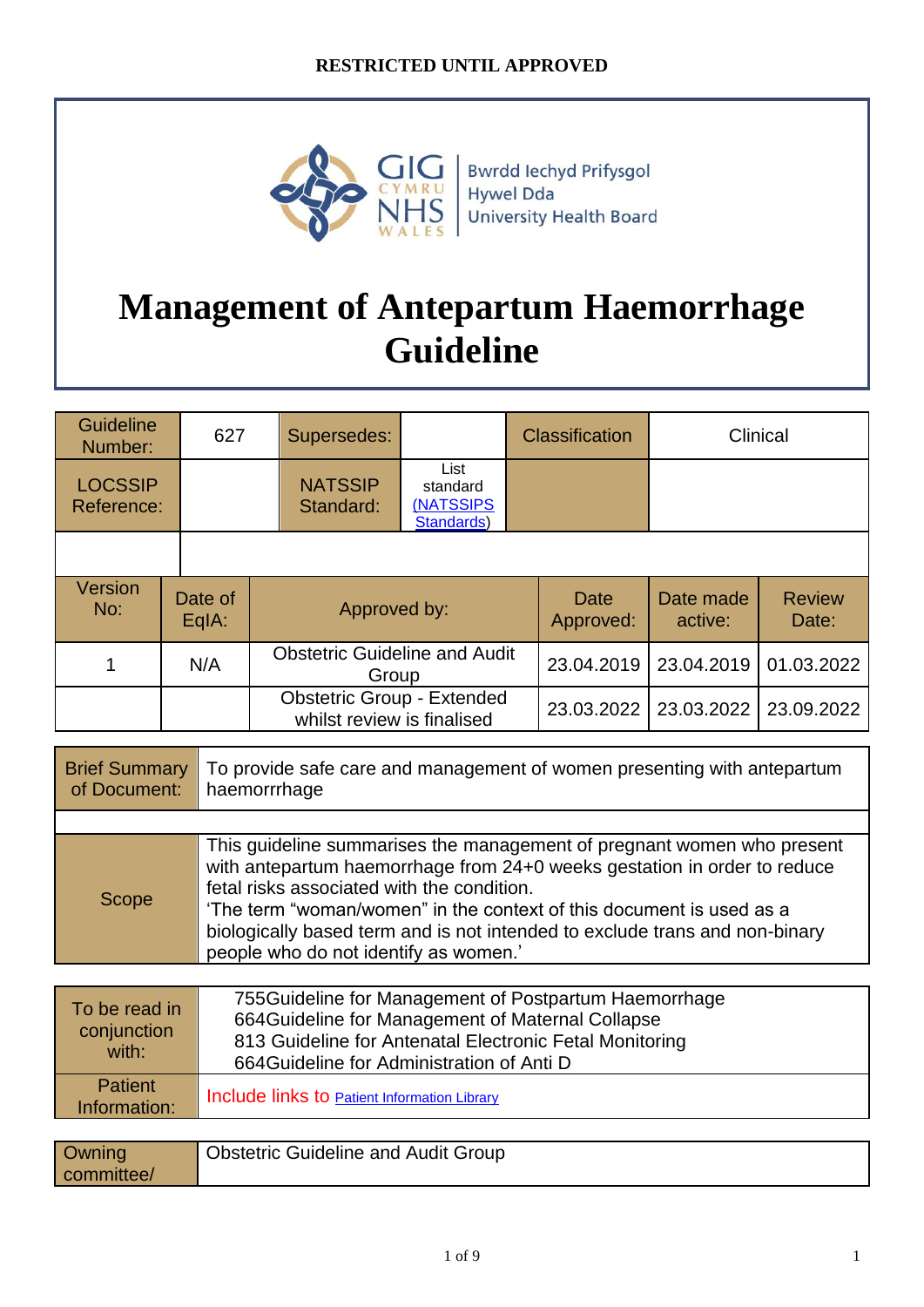RESTRICTED UNTIL APPROVED

Bwrdd Iechyd Prifysgol Hywel Dda University Health Board

# Management of Antepartum Haemorrhage Guideline

| Guideline Number: | 627 | Supersedes: | | Classification | Clinical |
|---|---|---|---|---|---|
| LOCSSIP Reference: | | NATSSIP Standard: | List standard (NATSSIPS Standards) | | |
| | | | | | |

| Version No: | Date of EqIA: | Approved by: | Date Approved: | Date made active: | Review Date: |
|---|---|---|---|---|---|
| 1 | N/A | Obstetric Guideline and Audit Group | 23.04.2019 | 23.04.2019 | 01.03.2022 |
| | | Obstetric Group - Extended whilst review is finalised | 23.03.2022 | 23.03.2022 | 23.09.2022 |

| Brief Summary of Document: | To provide safe care and management of women presenting with antepartum haemorrrhage |
|---|---|
| | |
| Scope | This guideline summarises the management of pregnant women who present with antepartum haemorrhage from 24+0 weeks gestation in order to reduce fetal risks associated with the condition. 'The term "woman/women" in the context of this document is used as a biologically based term and is not intended to exclude trans and non-binary people who do not identify as women.' |

| To be read in conjunction with: | 755Guideline for Management of Postpartum Haemorrhage<br>664Guideline for Management of Maternal Collapse<br>813 Guideline for Antenatal Electronic Fetal Monitoring<br>664Guideline for Administration of Anti D |
|---|---|
| Patient Information: | Include links to Patient Information Library |

| Owning committee/ | Obstetric Guideline and Audit Group |
|---|---|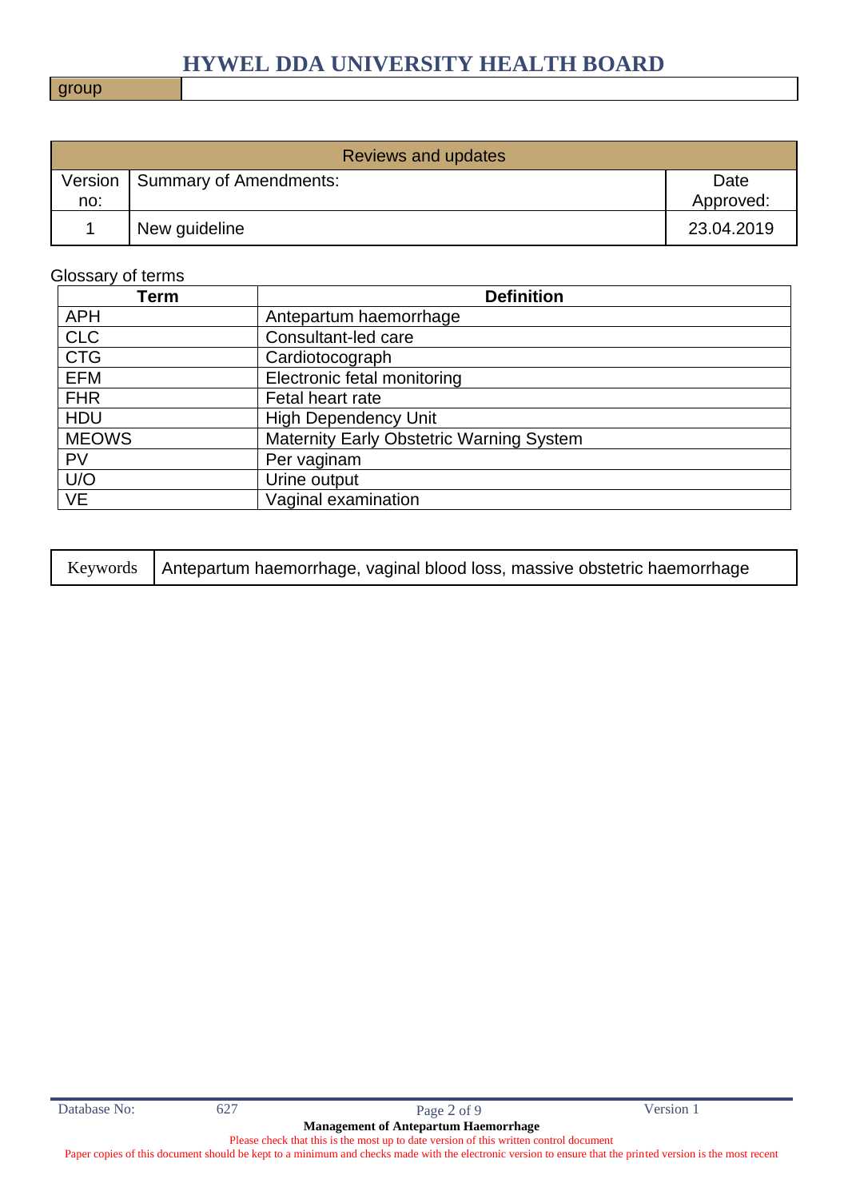| group | |
|---|---|

| Reviews and updates | | |
|---|---|---|
| Version no: | Summary of Amendments: | Date Approved: |
| 1 | New guideline | 23.04.2019 |

Glossary of terms

| Term | Definition |
|---|---|
| APH | Antepartum haemorrhage |
| CLC | Consultant-led care |
| CTG | Cardiotocograph |
| EFM | Electronic fetal monitoring |
| FHR | Fetal heart rate |
| HDU | High Dependency Unit |
| MEOWS | Maternity Early Obstetric Warning System |
| PV | Per vaginam |
| U/O | Urine output |
| VE | Vaginal examination |

| Keywords | Antepartum haemorrhage, vaginal blood loss, massive obstetric haemorrhage |
|---|---|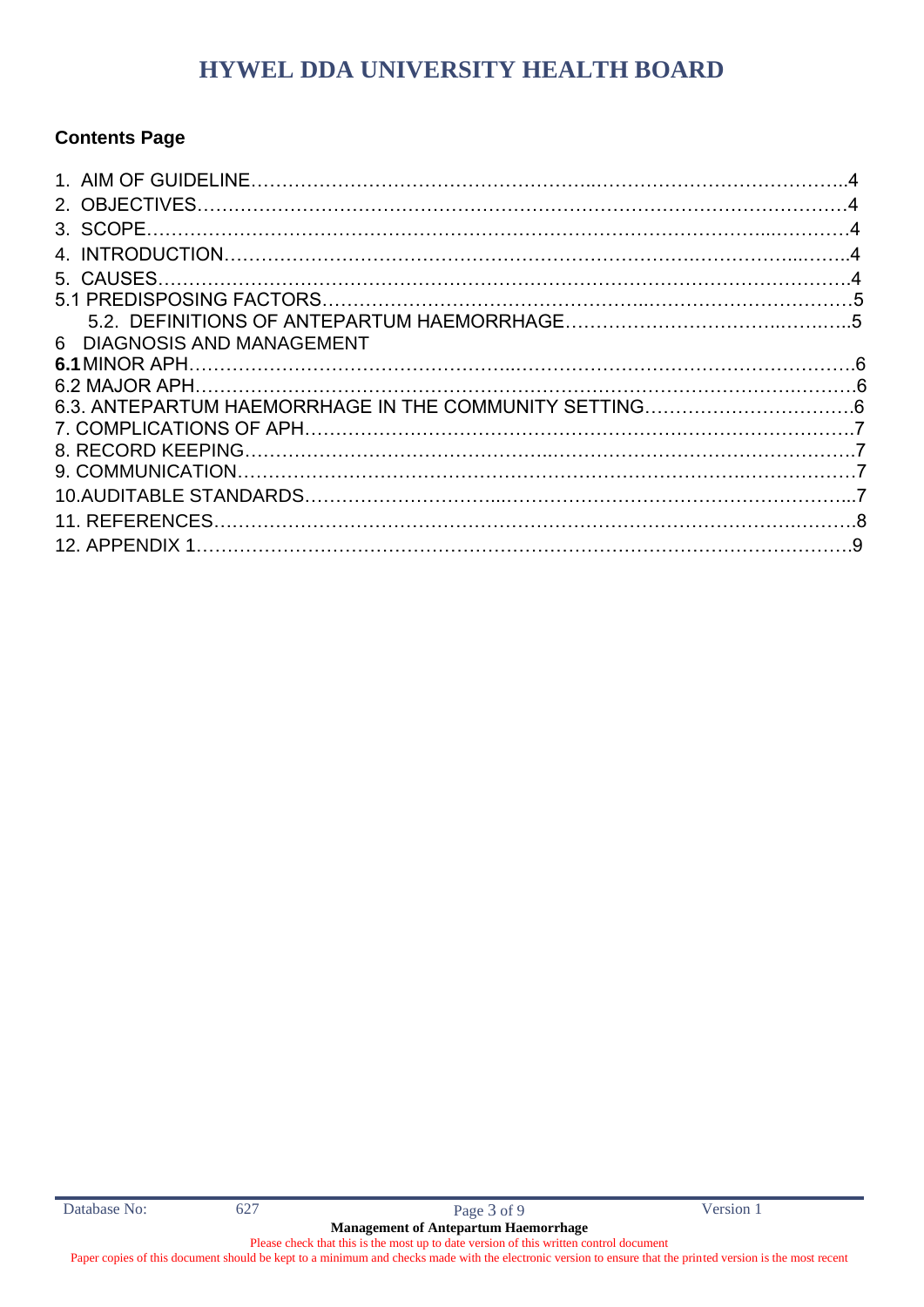## Contents Page

1. AIM OF GUIDELINE……………………………………………..…………………………………..4
2. OBJECTIVES…………………………………………………………………………………………4
3. SCOPE…………………………………………………………………………………...…………4
4. INTRODUCTION…………………………………………………………………..……………..……..4
5. CAUSES………………………………………………………………………………………………4

5.1 PREDISPOSING FACTORS………………………………………..……………………………5

5.2. DEFINITIONS OF ANTEPARTUM HAEMORRHAGE…………………………..……..…..5

6 DIAGNOSIS AND MANAGEMENT

**6.1** MINOR APH…………………………………………..……………………………………………6

6.2 MAJOR APH………………………………………………………………………………….……6

6.3. ANTEPARTUM HAEMORRHAGE IN THE COMMUNITY SETTING……………………………6

7. COMPLICATIONS OF APH……………………………………………………………………………7

8. RECORD KEEPING……………………………………..………………………………………7

9. COMMUNICATION……………………………………………………………………..……………7

10.AUDITABLE STANDARDS……………………...………………………………………………...7

11. REFERENCES……………………………………………………………………………….………8

12. APPENDIX 1…………………………………………………………………………………………9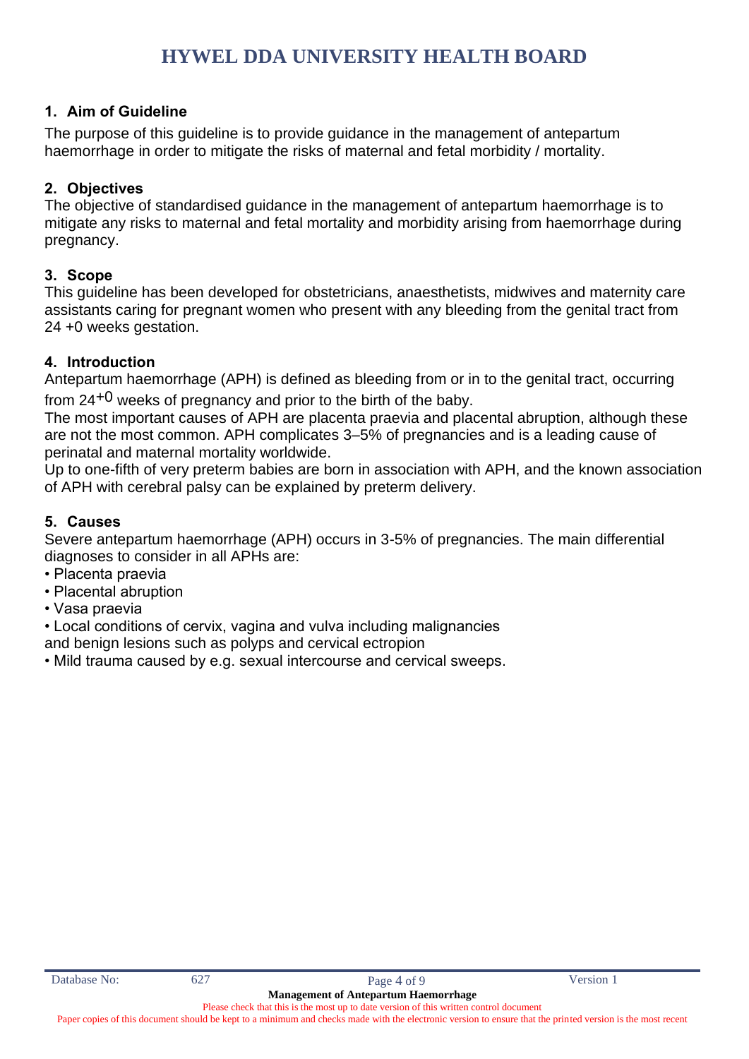## 1. Aim of Guideline

The purpose of this guideline is to provide guidance in the management of antepartum haemorrhage in order to mitigate the risks of maternal and fetal morbidity / mortality.

## 2. Objectives

The objective of standardised guidance in the management of antepartum haemorrhage is to mitigate any risks to maternal and fetal mortality and morbidity arising from haemorrhage during pregnancy.

## 3. Scope

This guideline has been developed for obstetricians, anaesthetists, midwives and maternity care assistants caring for pregnant women who present with any bleeding from the genital tract from 24 +0 weeks gestation.

## 4. Introduction

Antepartum haemorrhage (APH) is defined as bleeding from or in to the genital tract, occurring from $24^{+0}$ weeks of pregnancy and prior to the birth of the baby.

The most important causes of APH are placenta praevia and placental abruption, although these are not the most common. APH complicates 3–5% of pregnancies and is a leading cause of perinatal and maternal mortality worldwide.

Up to one-fifth of very preterm babies are born in association with APH, and the known association of APH with cerebral palsy can be explained by preterm delivery.

## 5. Causes

Severe antepartum haemorrhage (APH) occurs in 3-5% of pregnancies. The main differential diagnoses to consider in all APHs are:

- Placenta praevia
- Placental abruption
- Vasa praevia
- Local conditions of cervix, vagina and vulva including malignancies and benign lesions such as polyps and cervical ectropion
- Mild trauma caused by e.g. sexual intercourse and cervical sweeps.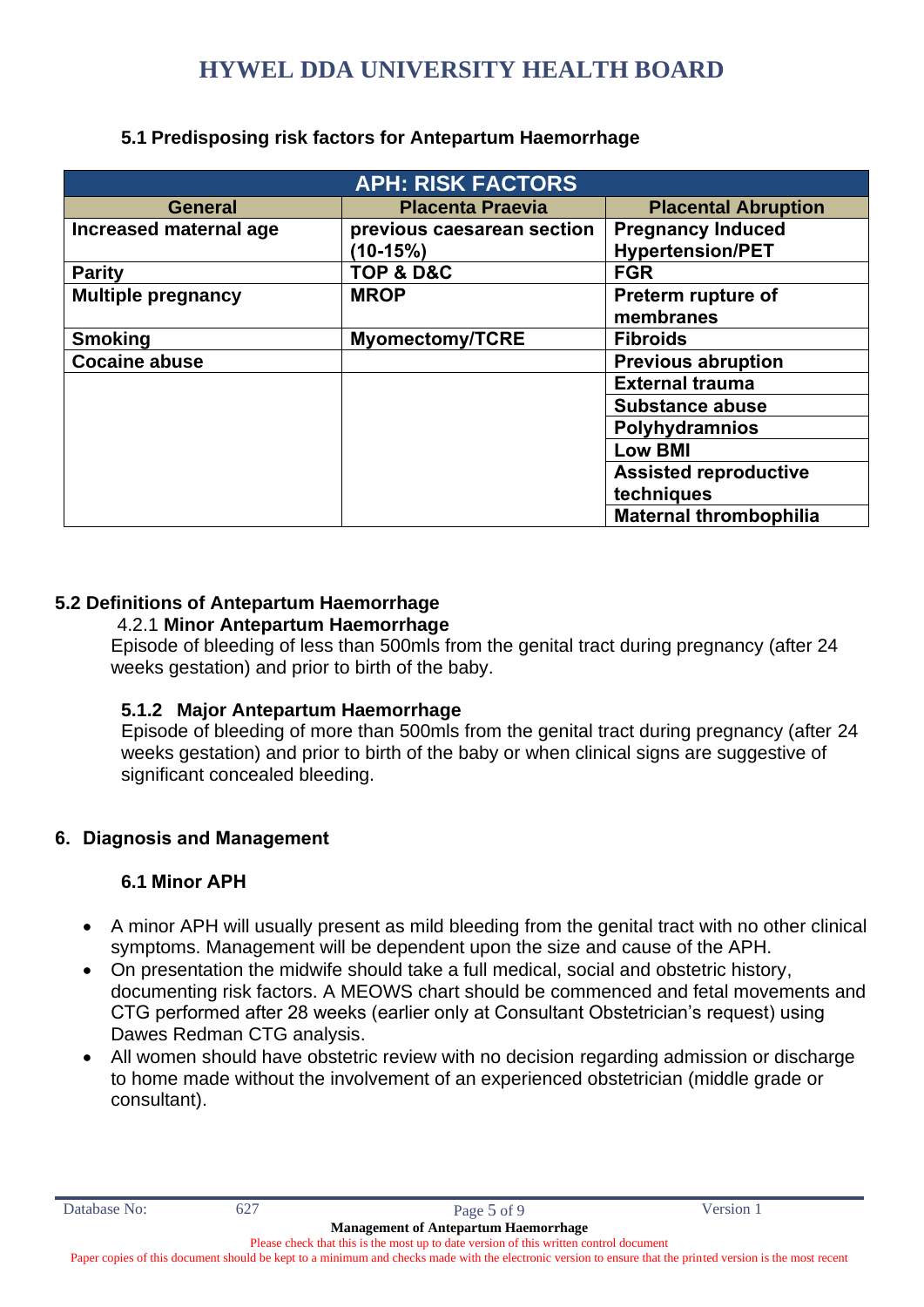### 5.1 Predisposing risk factors for Antepartum Haemorrhage

| APH: RISK FACTORS | | |
|---|---|---|
| **General** | **Placenta Praevia** | **Placental Abruption** |
| **Increased maternal age** | **previous caesarean section (10-15%)** | **Pregnancy Induced Hypertension/PET** |
| **Parity** | **TOP & D&C** | **FGR** |
| **Multiple pregnancy** | **MROP** | **Preterm rupture of membranes** |
| **Smoking** | **Myomectomy/TCRE** | **Fibroids** |
| **Cocaine abuse** | | **Previous abruption** |
| | | **External trauma** |
| | | **Substance abuse** |
| | | **Polyhydramnios** |
| | | **Low BMI** |
| | | **Assisted reproductive techniques** |
| | | **Maternal thrombophilia** |

### 5.2 Definitions of Antepartum Haemorrhage

#### 4.2.1 Minor Antepartum Haemorrhage

Episode of bleeding of less than 500mls from the genital tract during pregnancy (after 24 weeks gestation) and prior to birth of the baby.

#### 5.1.2 Major Antepartum Haemorrhage

Episode of bleeding of more than 500mls from the genital tract during pregnancy (after 24 weeks gestation) and prior to birth of the baby or when clinical signs are suggestive of significant concealed bleeding.

## 6. Diagnosis and Management

### 6.1 Minor APH

- A minor APH will usually present as mild bleeding from the genital tract with no other clinical symptoms. Management will be dependent upon the size and cause of the APH.
- On presentation the midwife should take a full medical, social and obstetric history, documenting risk factors. A MEOWS chart should be commenced and fetal movements and CTG performed after 28 weeks (earlier only at Consultant Obstetrician's request) using Dawes Redman CTG analysis.
- All women should have obstetric review with no decision regarding admission or discharge to home made without the involvement of an experienced obstetrician (middle grade or consultant).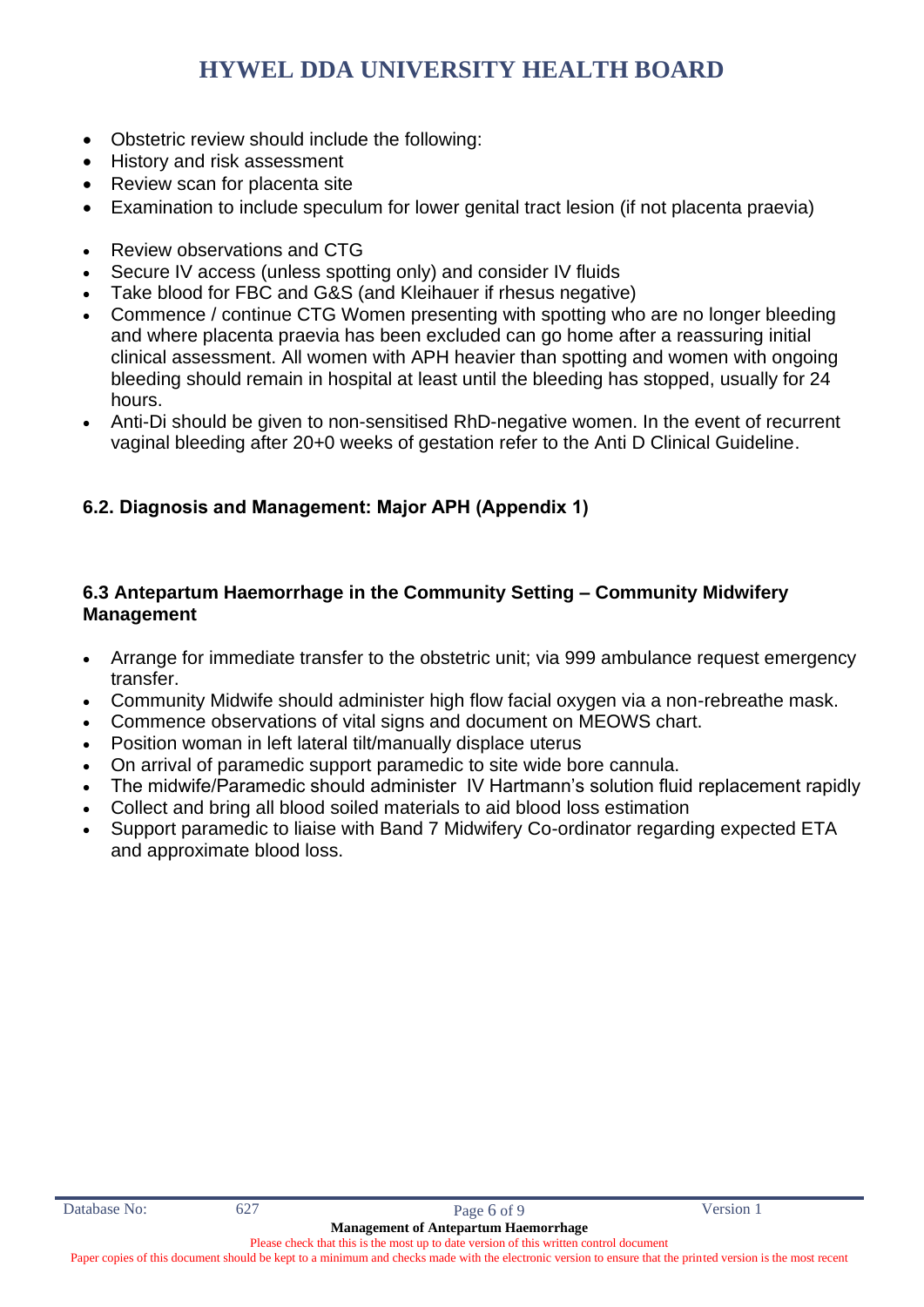- Obstetric review should include the following:
- History and risk assessment
- Review scan for placenta site
- Examination to include speculum for lower genital tract lesion (if not placenta praevia)

- Review observations and CTG
- Secure IV access (unless spotting only) and consider IV fluids
- Take blood for FBC and G&S (and Kleihauer if rhesus negative)
- Commence / continue CTG Women presenting with spotting who are no longer bleeding and where placenta praevia has been excluded can go home after a reassuring initial clinical assessment. All women with APH heavier than spotting and women with ongoing bleeding should remain in hospital at least until the bleeding has stopped, usually for 24 hours.
- Anti-Di should be given to non-sensitised RhD-negative women. In the event of recurrent vaginal bleeding after 20+0 weeks of gestation refer to the Anti D Clinical Guideline.

### 6.2. Diagnosis and Management: Major APH (Appendix 1)

### 6.3 Antepartum Haemorrhage in the Community Setting – Community Midwifery Management

- Arrange for immediate transfer to the obstetric unit; via 999 ambulance request emergency transfer.
- Community Midwife should administer high flow facial oxygen via a non-rebreathe mask.
- Commence observations of vital signs and document on MEOWS chart.
- Position woman in left lateral tilt/manually displace uterus
- On arrival of paramedic support paramedic to site wide bore cannula.
- The midwife/Paramedic should administer IV Hartmann's solution fluid replacement rapidly
- Collect and bring all blood soiled materials to aid blood loss estimation
- Support paramedic to liaise with Band 7 Midwifery Co-ordinator regarding expected ETA and approximate blood loss.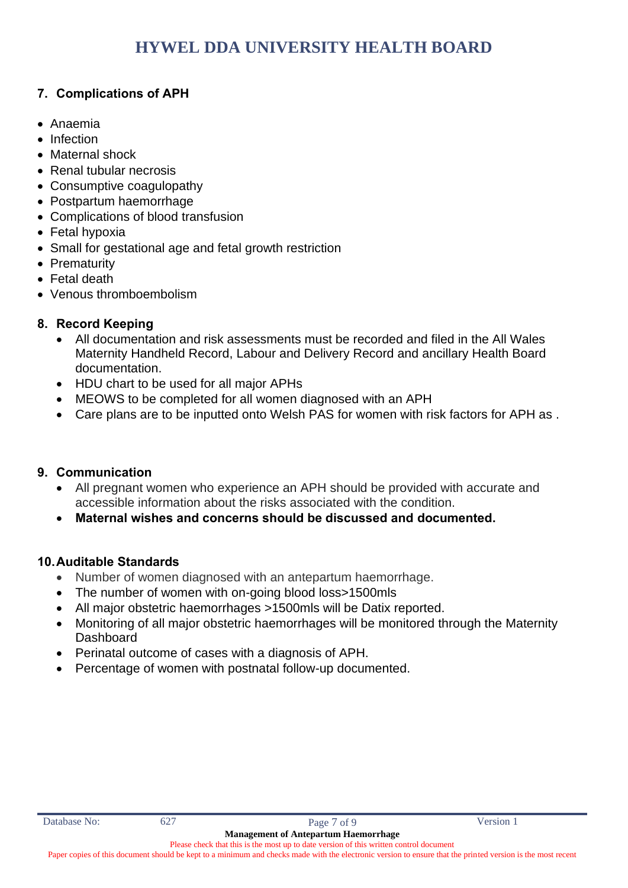## 7. Complications of APH

- Anaemia
- Infection
- Maternal shock
- Renal tubular necrosis
- Consumptive coagulopathy
- Postpartum haemorrhage
- Complications of blood transfusion
- Fetal hypoxia
- Small for gestational age and fetal growth restriction
- Prematurity
- Fetal death
- Venous thromboembolism

## 8. Record Keeping

- All documentation and risk assessments must be recorded and filed in the All Wales Maternity Handheld Record, Labour and Delivery Record and ancillary Health Board documentation.
- HDU chart to be used for all major APHs
- MEOWS to be completed for all women diagnosed with an APH
- Care plans are to be inputted onto Welsh PAS for women with risk factors for APH as .

## 9. Communication

- All pregnant women who experience an APH should be provided with accurate and accessible information about the risks associated with the condition.
- **Maternal wishes and concerns should be discussed and documented.**

## 10. Auditable Standards

- Number of women diagnosed with an antepartum haemorrhage.
- The number of women with on-going blood loss>1500mls
- All major obstetric haemorrhages >1500mls will be Datix reported.
- Monitoring of all major obstetric haemorrhages will be monitored through the Maternity Dashboard
- Perinatal outcome of cases with a diagnosis of APH.
- Percentage of women with postnatal follow-up documented.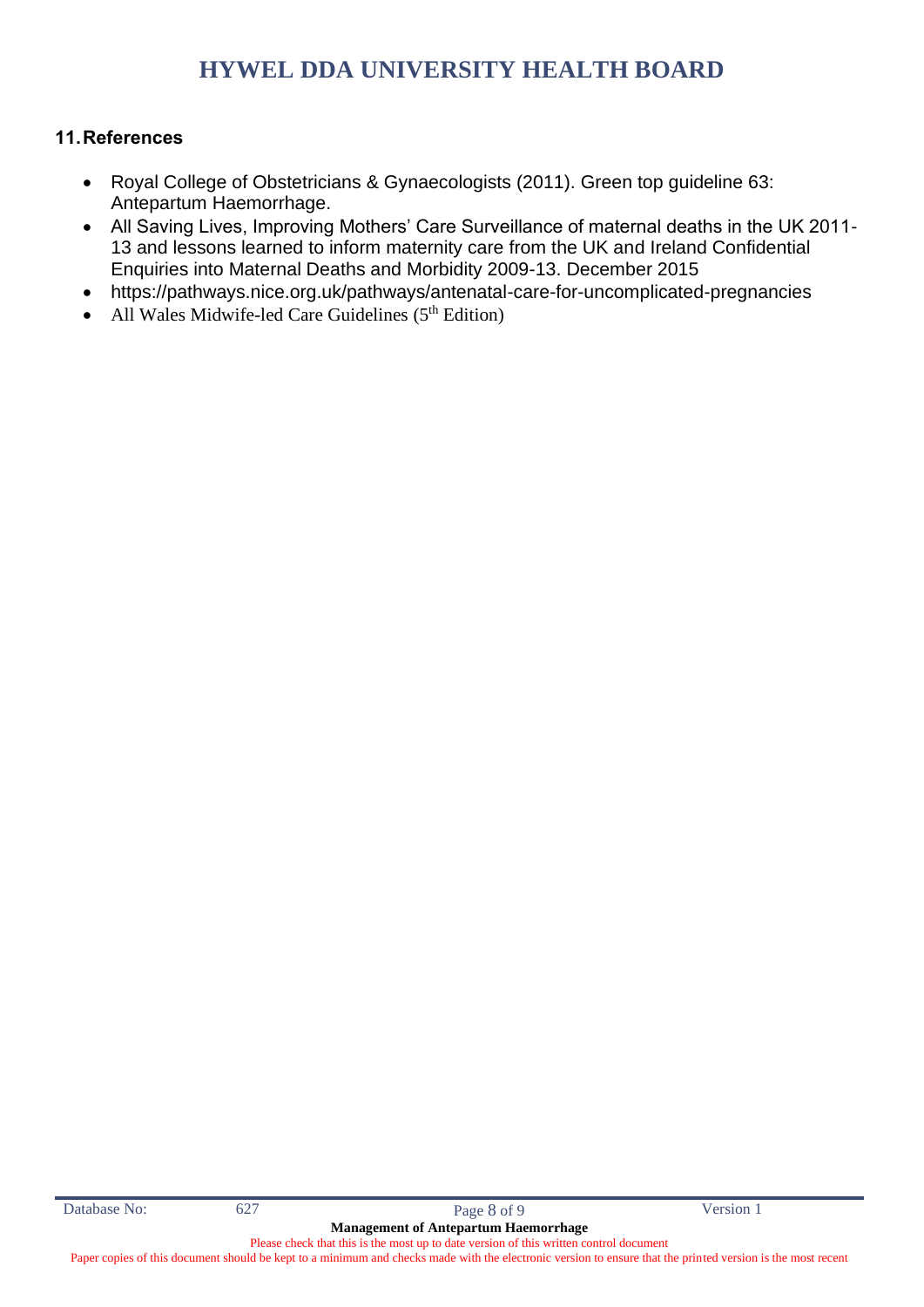## 11. References

- Royal College of Obstetricians & Gynaecologists (2011). Green top guideline 63: Antepartum Haemorrhage.
- All Saving Lives, Improving Mothers' Care Surveillance of maternal deaths in the UK 2011-13 and lessons learned to inform maternity care from the UK and Ireland Confidential Enquiries into Maternal Deaths and Morbidity 2009-13. December 2015
- https://pathways.nice.org.uk/pathways/antenatal-care-for-uncomplicated-pregnancies
- All Wales Midwife-led Care Guidelines (5th Edition)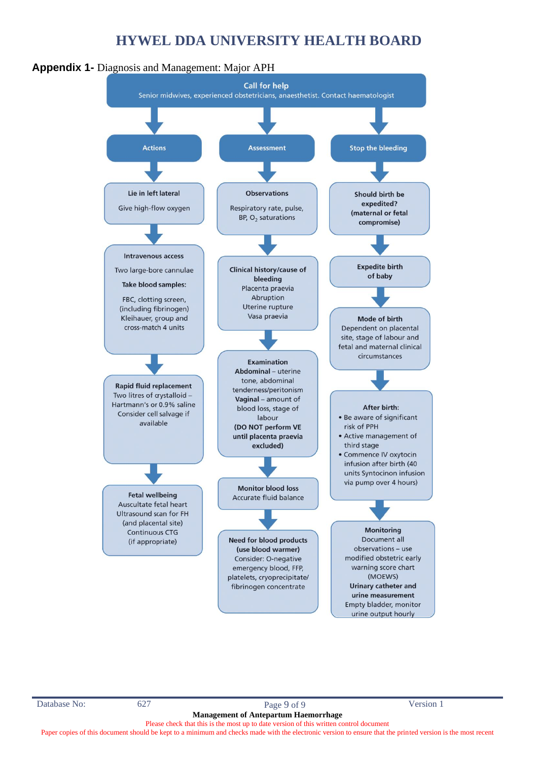## Appendix 1- Diagnosis and Management: Major APH

**Call for help**
Senior midwives, experienced obstetricians, anaesthetist. Contact haematologist

### Actions

**Lie in left lateral**

Give high-flow oxygen

**Intravenous access**

Two large-bore cannulae

**Take blood samples:**

FBC, clotting screen, (including fibrinogen) Kleihauer, group and cross-match 4 units

**Rapid fluid replacement**
Two litres of crystalloid – Hartmann's or 0.9% saline
Consider cell salvage if available

**Fetal wellbeing**
Auscultate fetal heart
Ultrasound scan for FH (and placental site)
Continuous CTG (if appropriate)

### Assessment

**Observations**

Respiratory rate, pulse, BP, $O_2$ saturations

**Clinical history/cause of bleeding**
Placenta praevia
Abruption
Uterine rupture
Vasa praevia

**Examination**
**Abdominal** – uterine tone, abdominal tenderness/peritonism
**Vaginal** – amount of blood loss, stage of labour
**(DO NOT perform VE until placenta praevia excluded)**

**Monitor blood loss**
Accurate fluid balance

**Need for blood products (use blood warmer)**
Consider: O-negative emergency blood, FFP, platelets, cryoprecipitate/ fibrinogen concentrate

### Stop the bleeding

**Should birth be expedited? (maternal or fetal compromise)**

**Expedite birth of baby**

**Mode of birth**
Dependent on placental site, stage of labour and fetal and maternal clinical circumstances

**After birth:**
- Be aware of significant risk of PPH
- Active management of third stage
- Commence IV oxytocin infusion after birth (40 units Syntocinon infusion via pump over 4 hours)

**Monitoring**
Document all observations – use modified obstetric early warning score chart (MOEWS)
**Urinary catheter and urine measurement**
Empty bladder, monitor urine output hourly